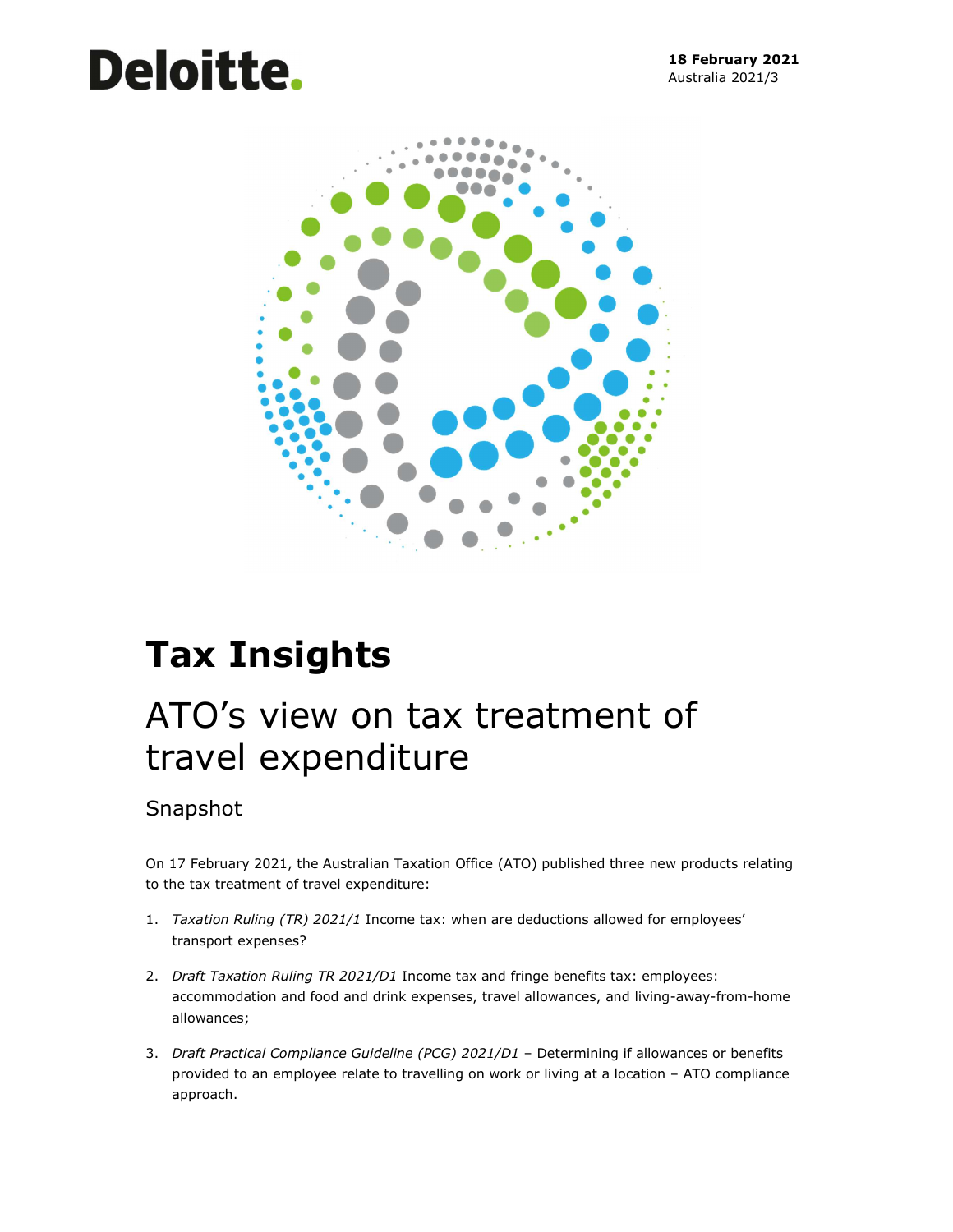Deloitte.

**18 February 2021**
Australia 2021/3

# Tax Insights

## ATO's view on tax treatment of travel expenditure

### Snapshot

On 17 February 2021, the Australian Taxation Office (ATO) published three new products relating to the tax treatment of travel expenditure:

1. *Taxation Ruling (TR) 2021/1* Income tax: when are deductions allowed for employees' transport expenses?
2. *Draft Taxation Ruling TR 2021/D1* Income tax and fringe benefits tax: employees: accommodation and food and drink expenses, travel allowances, and living-away-from-home allowances;
3. *Draft Practical Compliance Guideline (PCG) 2021/D1* – Determining if allowances or benefits provided to an employee relate to travelling on work or living at a location – ATO compliance approach.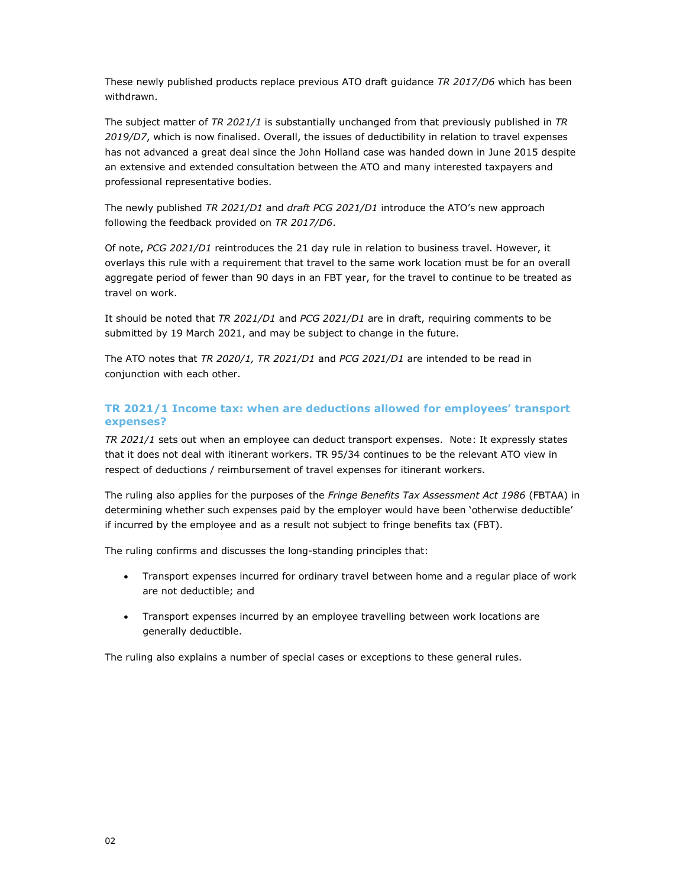These newly published products replace previous ATO draft guidance *TR 2017/D6* which has been withdrawn.

The subject matter of *TR 2021/1* is substantially unchanged from that previously published in *TR 2019/D7*, which is now finalised. Overall, the issues of deductibility in relation to travel expenses has not advanced a great deal since the John Holland case was handed down in June 2015 despite an extensive and extended consultation between the ATO and many interested taxpayers and professional representative bodies.

The newly published *TR 2021/D1* and *draft PCG 2021/D1* introduce the ATO's new approach following the feedback provided on *TR 2017/D6*.

Of note, *PCG 2021/D1* reintroduces the 21 day rule in relation to business travel. However, it overlays this rule with a requirement that travel to the same work location must be for an overall aggregate period of fewer than 90 days in an FBT year, for the travel to continue to be treated as travel on work.

It should be noted that *TR 2021/D1* and *PCG 2021/D1* are in draft, requiring comments to be submitted by 19 March 2021, and may be subject to change in the future.

The ATO notes that *TR 2020/1, TR 2021/D1* and *PCG 2021/D1* are intended to be read in conjunction with each other.

### TR 2021/1 Income tax: when are deductions allowed for employees' transport expenses?

*TR 2021/1* sets out when an employee can deduct transport expenses. Note: It expressly states that it does not deal with itinerant workers. TR 95/34 continues to be the relevant ATO view in respect of deductions / reimbursement of travel expenses for itinerant workers.

The ruling also applies for the purposes of the *Fringe Benefits Tax Assessment Act 1986* (FBTAA) in determining whether such expenses paid by the employer would have been 'otherwise deductible' if incurred by the employee and as a result not subject to fringe benefits tax (FBT).

The ruling confirms and discusses the long-standing principles that:

- Transport expenses incurred for ordinary travel between home and a regular place of work are not deductible; and
- Transport expenses incurred by an employee travelling between work locations are generally deductible.

The ruling also explains a number of special cases or exceptions to these general rules.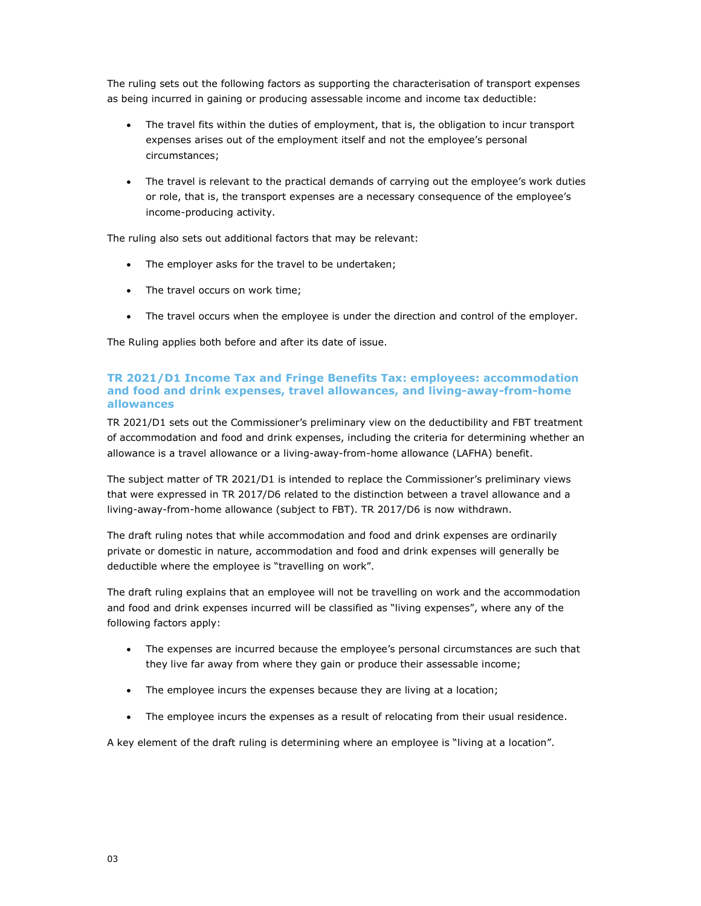The ruling sets out the following factors as supporting the characterisation of transport expenses as being incurred in gaining or producing assessable income and income tax deductible:

- The travel fits within the duties of employment, that is, the obligation to incur transport expenses arises out of the employment itself and not the employee's personal circumstances;
- The travel is relevant to the practical demands of carrying out the employee's work duties or role, that is, the transport expenses are a necessary consequence of the employee's income-producing activity.

The ruling also sets out additional factors that may be relevant:

- The employer asks for the travel to be undertaken;
- The travel occurs on work time;
- The travel occurs when the employee is under the direction and control of the employer.

The Ruling applies both before and after its date of issue.

### TR 2021/D1 Income Tax and Fringe Benefits Tax: employees: accommodation and food and drink expenses, travel allowances, and living-away-from-home allowances

TR 2021/D1 sets out the Commissioner's preliminary view on the deductibility and FBT treatment of accommodation and food and drink expenses, including the criteria for determining whether an allowance is a travel allowance or a living-away-from-home allowance (LAFHA) benefit.

The subject matter of TR 2021/D1 is intended to replace the Commissioner's preliminary views that were expressed in TR 2017/D6 related to the distinction between a travel allowance and a living-away-from-home allowance (subject to FBT). TR 2017/D6 is now withdrawn.

The draft ruling notes that while accommodation and food and drink expenses are ordinarily private or domestic in nature, accommodation and food and drink expenses will generally be deductible where the employee is "travelling on work".

The draft ruling explains that an employee will not be travelling on work and the accommodation and food and drink expenses incurred will be classified as "living expenses", where any of the following factors apply:

- The expenses are incurred because the employee's personal circumstances are such that they live far away from where they gain or produce their assessable income;
- The employee incurs the expenses because they are living at a location;
- The employee incurs the expenses as a result of relocating from their usual residence.

A key element of the draft ruling is determining where an employee is "living at a location".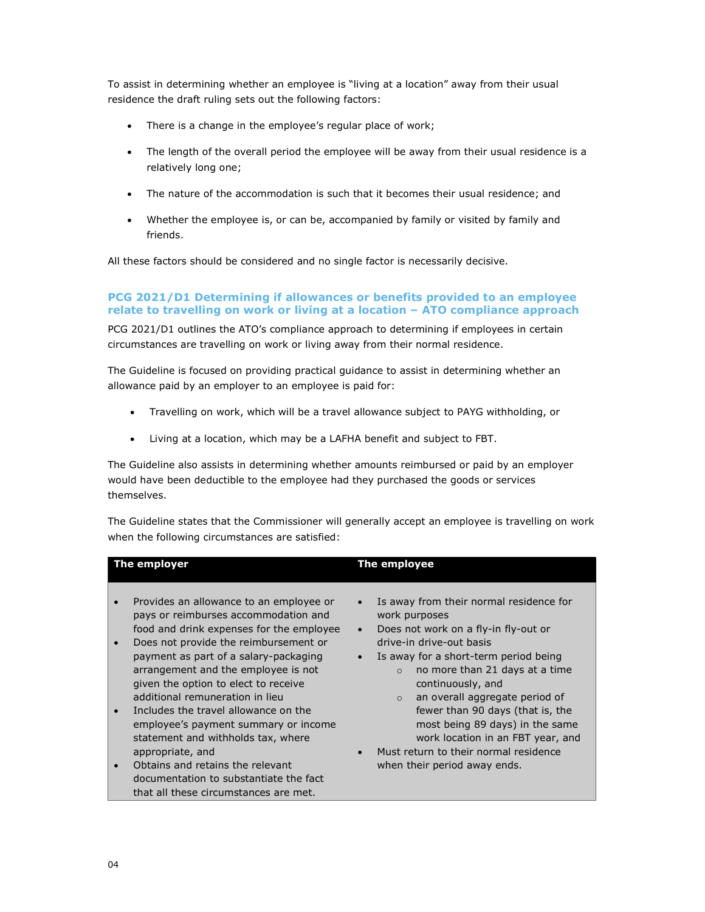To assist in determining whether an employee is "living at a location" away from their usual residence the draft ruling sets out the following factors:

- There is a change in the employee's regular place of work;
- The length of the overall period the employee will be away from their usual residence is a relatively long one;
- The nature of the accommodation is such that it becomes their usual residence; and
- Whether the employee is, or can be, accompanied by family or visited by family and friends.

All these factors should be considered and no single factor is necessarily decisive.

### PCG 2021/D1 Determining if allowances or benefits provided to an employee relate to travelling on work or living at a location – ATO compliance approach

PCG 2021/D1 outlines the ATO's compliance approach to determining if employees in certain circumstances are travelling on work or living away from their normal residence.

The Guideline is focused on providing practical guidance to assist in determining whether an allowance paid by an employer to an employee is paid for:

- Travelling on work, which will be a travel allowance subject to PAYG withholding, or
- Living at a location, which may be a LAFHA benefit and subject to FBT.

The Guideline also assists in determining whether amounts reimbursed or paid by an employer would have been deductible to the employee had they purchased the goods or services themselves.

The Guideline states that the Commissioner will generally accept an employee is travelling on work when the following circumstances are satisfied:

| The employer | The employee |
|---|---|
| • Provides an allowance to an employee or pays or reimburses accommodation and food and drink expenses for the employee<br>• Does not provide the reimbursement or payment as part of a salary-packaging arrangement and the employee is not given the option to elect to receive additional remuneration in lieu<br>• Includes the travel allowance on the employee's payment summary or income statement and withholds tax, where appropriate, and<br>• Obtains and retains the relevant documentation to substantiate the fact that all these circumstances are met. | • Is away from their normal residence for work purposes<br>• Does not work on a fly-in fly-out or drive-in drive-out basis<br>• Is away for a short-term period being<br>&nbsp;&nbsp;&nbsp;&nbsp;○ no more than 21 days at a time continuously, and<br>&nbsp;&nbsp;&nbsp;&nbsp;○ an overall aggregate period of fewer than 90 days (that is, the most being 89 days) in the same work location in an FBT year, and<br>• Must return to their normal residence when their period away ends. |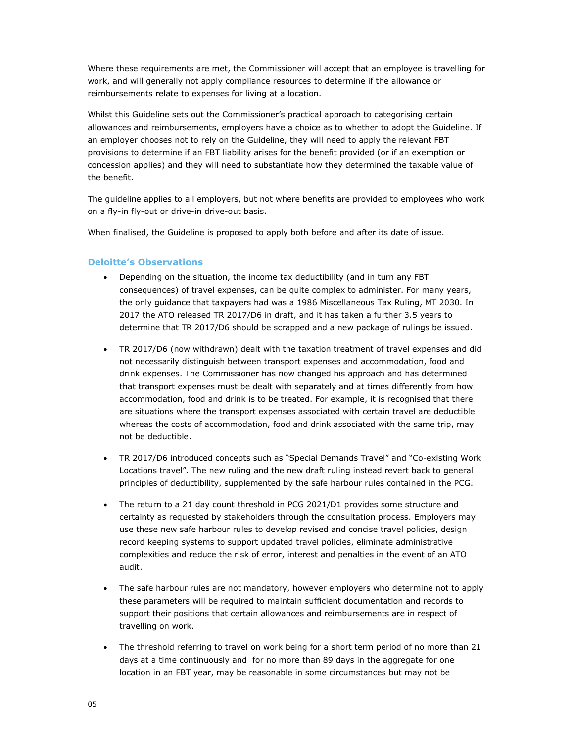Where these requirements are met, the Commissioner will accept that an employee is travelling for work, and will generally not apply compliance resources to determine if the allowance or reimbursements relate to expenses for living at a location.

Whilst this Guideline sets out the Commissioner's practical approach to categorising certain allowances and reimbursements, employers have a choice as to whether to adopt the Guideline. If an employer chooses not to rely on the Guideline, they will need to apply the relevant FBT provisions to determine if an FBT liability arises for the benefit provided (or if an exemption or concession applies) and they will need to substantiate how they determined the taxable value of the benefit.

The guideline applies to all employers, but not where benefits are provided to employees who work on a fly-in fly-out or drive-in drive-out basis.

When finalised, the Guideline is proposed to apply both before and after its date of issue.

### Deloitte's Observations

- Depending on the situation, the income tax deductibility (and in turn any FBT consequences) of travel expenses, can be quite complex to administer. For many years, the only guidance that taxpayers had was a 1986 Miscellaneous Tax Ruling, MT 2030. In 2017 the ATO released TR 2017/D6 in draft, and it has taken a further 3.5 years to determine that TR 2017/D6 should be scrapped and a new package of rulings be issued.
- TR 2017/D6 (now withdrawn) dealt with the taxation treatment of travel expenses and did not necessarily distinguish between transport expenses and accommodation, food and drink expenses. The Commissioner has now changed his approach and has determined that transport expenses must be dealt with separately and at times differently from how accommodation, food and drink is to be treated. For example, it is recognised that there are situations where the transport expenses associated with certain travel are deductible whereas the costs of accommodation, food and drink associated with the same trip, may not be deductible.
- TR 2017/D6 introduced concepts such as "Special Demands Travel" and "Co-existing Work Locations travel". The new ruling and the new draft ruling instead revert back to general principles of deductibility, supplemented by the safe harbour rules contained in the PCG.
- The return to a 21 day count threshold in PCG 2021/D1 provides some structure and certainty as requested by stakeholders through the consultation process. Employers may use these new safe harbour rules to develop revised and concise travel policies, design record keeping systems to support updated travel policies, eliminate administrative complexities and reduce the risk of error, interest and penalties in the event of an ATO audit.
- The safe harbour rules are not mandatory, however employers who determine not to apply these parameters will be required to maintain sufficient documentation and records to support their positions that certain allowances and reimbursements are in respect of travelling on work.
- The threshold referring to travel on work being for a short term period of no more than 21 days at a time continuously and for no more than 89 days in the aggregate for one location in an FBT year, may be reasonable in some circumstances but may not be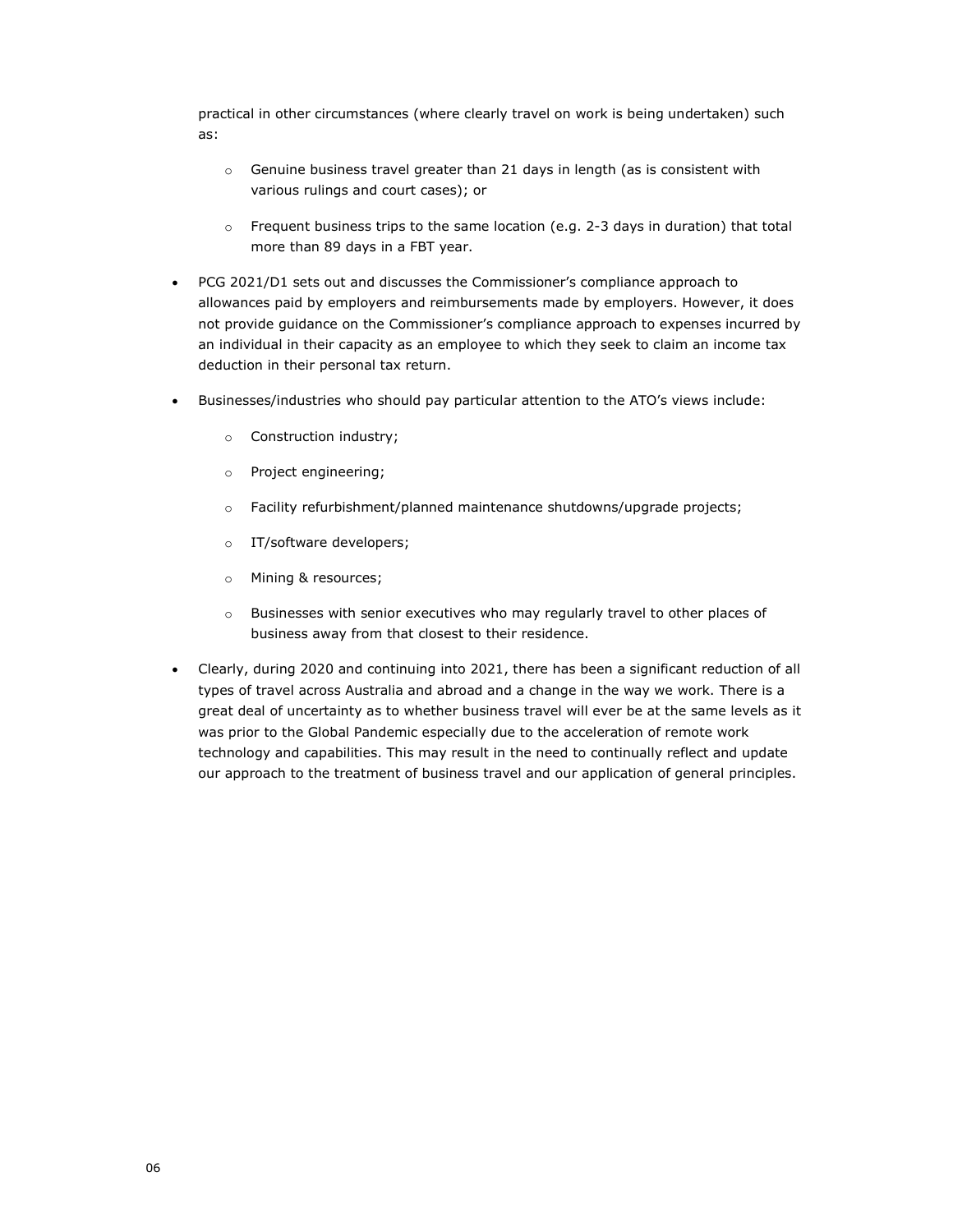practical in other circumstances (where clearly travel on work is being undertaken) such as:

  - Genuine business travel greater than 21 days in length (as is consistent with various rulings and court cases); or
  - Frequent business trips to the same location (e.g. 2-3 days in duration) that total more than 89 days in a FBT year.

- PCG 2021/D1 sets out and discusses the Commissioner's compliance approach to allowances paid by employers and reimbursements made by employers. However, it does not provide guidance on the Commissioner's compliance approach to expenses incurred by an individual in their capacity as an employee to which they seek to claim an income tax deduction in their personal tax return.
- Businesses/industries who should pay particular attention to the ATO's views include:
  - Construction industry;
  - Project engineering;
  - Facility refurbishment/planned maintenance shutdowns/upgrade projects;
  - IT/software developers;
  - Mining & resources;
  - Businesses with senior executives who may regularly travel to other places of business away from that closest to their residence.
- Clearly, during 2020 and continuing into 2021, there has been a significant reduction of all types of travel across Australia and abroad and a change in the way we work. There is a great deal of uncertainty as to whether business travel will ever be at the same levels as it was prior to the Global Pandemic especially due to the acceleration of remote work technology and capabilities. This may result in the need to continually reflect and update our approach to the treatment of business travel and our application of general principles.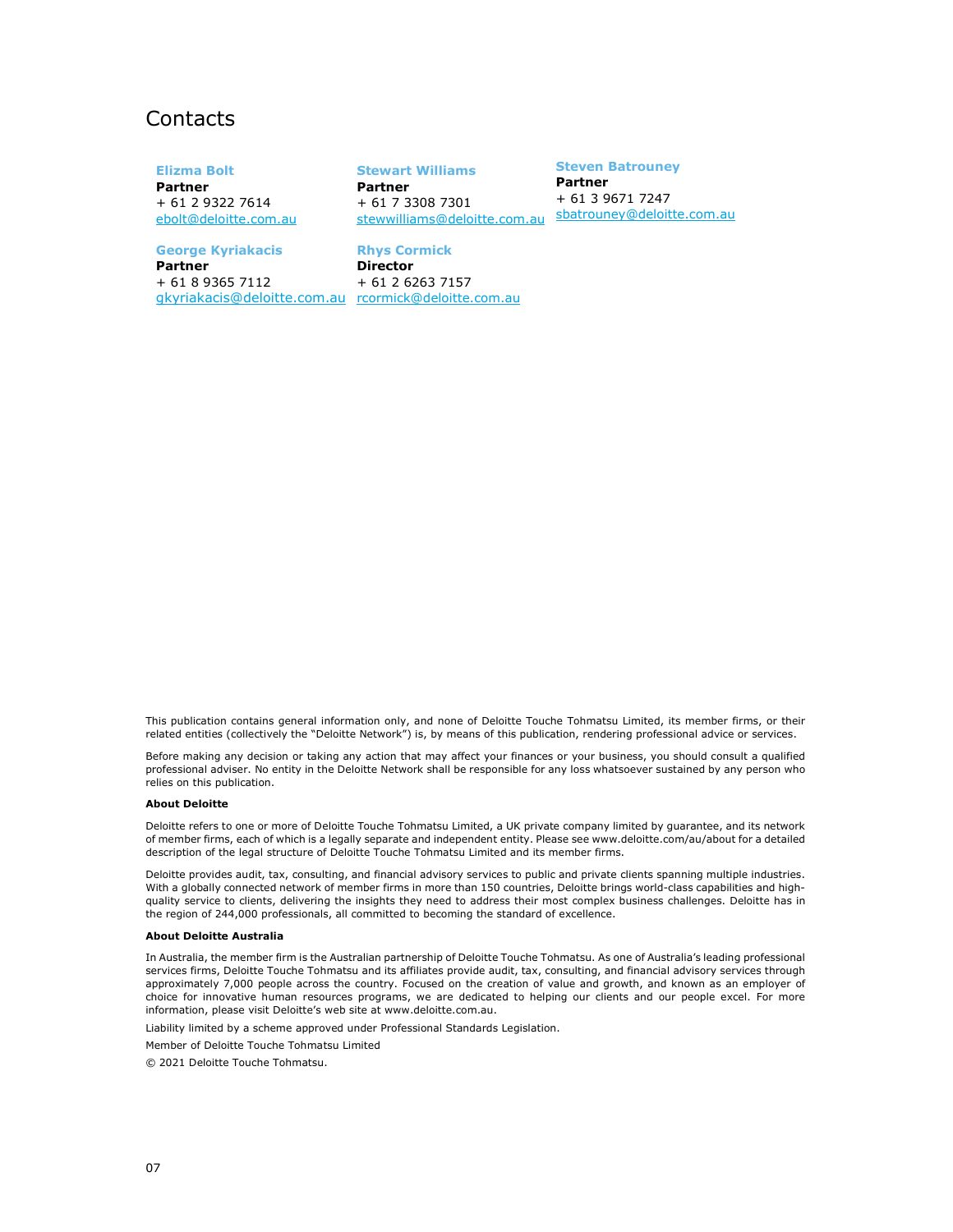# Contacts

**Elizma Bolt**
**Partner**
+ 61 2 9322 7614
ebolt@deloitte.com.au

**Stewart Williams**
**Partner**
+ 61 7 3308 7301
stewwilliams@deloitte.com.au

**Steven Batrouney**
**Partner**
+ 61 3 9671 7247
sbatrouney@deloitte.com.au

**George Kyriakacis**
**Partner**
+ 61 8 9365 7112
gkyriakacis@deloitte.com.au

**Rhys Cormick**
**Director**
+ 61 2 6263 7157
rcormick@deloitte.com.au

This publication contains general information only, and none of Deloitte Touche Tohmatsu Limited, its member firms, or their related entities (collectively the "Deloitte Network") is, by means of this publication, rendering professional advice or services.

Before making any decision or taking any action that may affect your finances or your business, you should consult a qualified professional adviser. No entity in the Deloitte Network shall be responsible for any loss whatsoever sustained by any person who relies on this publication.

**About Deloitte**

Deloitte refers to one or more of Deloitte Touche Tohmatsu Limited, a UK private company limited by guarantee, and its network of member firms, each of which is a legally separate and independent entity. Please see www.deloitte.com/au/about for a detailed description of the legal structure of Deloitte Touche Tohmatsu Limited and its member firms.

Deloitte provides audit, tax, consulting, and financial advisory services to public and private clients spanning multiple industries. With a globally connected network of member firms in more than 150 countries, Deloitte brings world-class capabilities and high-quality service to clients, delivering the insights they need to address their most complex business challenges. Deloitte has in the region of 244,000 professionals, all committed to becoming the standard of excellence.

**About Deloitte Australia**

In Australia, the member firm is the Australian partnership of Deloitte Touche Tohmatsu. As one of Australia's leading professional services firms, Deloitte Touche Tohmatsu and its affiliates provide audit, tax, consulting, and financial advisory services through approximately 7,000 people across the country. Focused on the creation of value and growth, and known as an employer of choice for innovative human resources programs, we are dedicated to helping our clients and our people excel. For more information, please visit Deloitte's web site at www.deloitte.com.au.

Liability limited by a scheme approved under Professional Standards Legislation.

Member of Deloitte Touche Tohmatsu Limited

© 2021 Deloitte Touche Tohmatsu.